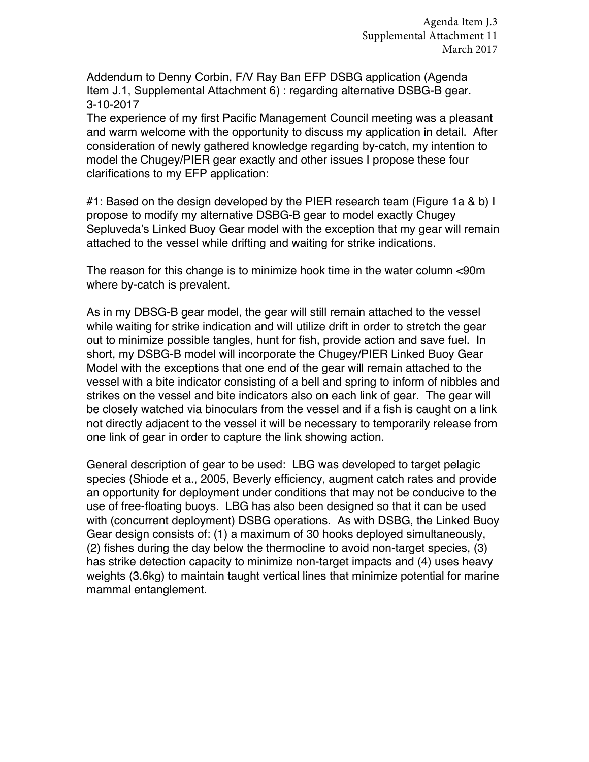Agenda Item J.3
Supplemental Attachment 11
March 2017

Addendum to Denny Corbin, F/V Ray Ban EFP DSBG application (Agenda Item J.1, Supplemental Attachment 6) : regarding alternative DSBG-B gear. 3-10-2017

The experience of my first Pacific Management Council meeting was a pleasant and warm welcome with the opportunity to discuss my application in detail. After consideration of newly gathered knowledge regarding by-catch, my intention to model the Chugey/PIER gear exactly and other issues I propose these four clarifications to my EFP application:

#1: Based on the design developed by the PIER research team (Figure 1a & b) I propose to modify my alternative DSBG-B gear to model exactly Chugey Sepluveda's Linked Buoy Gear model with the exception that my gear will remain attached to the vessel while drifting and waiting for strike indications.

The reason for this change is to minimize hook time in the water column <90m where by-catch is prevalent.

As in my DBSG-B gear model, the gear will still remain attached to the vessel while waiting for strike indication and will utilize drift in order to stretch the gear out to minimize possible tangles, hunt for fish, provide action and save fuel. In short, my DSBG-B model will incorporate the Chugey/PIER Linked Buoy Gear Model with the exceptions that one end of the gear will remain attached to the vessel with a bite indicator consisting of a bell and spring to inform of nibbles and strikes on the vessel and bite indicators also on each link of gear. The gear will be closely watched via binoculars from the vessel and if a fish is caught on a link not directly adjacent to the vessel it will be necessary to temporarily release from one link of gear in order to capture the link showing action.

<u>General description of gear to be used</u>: LBG was developed to target pelagic species (Shiode et a., 2005, Beverly efficiency, augment catch rates and provide an opportunity for deployment under conditions that may not be conducive to the use of free-floating buoys. LBG has also been designed so that it can be used with (concurrent deployment) DSBG operations. As with DSBG, the Linked Buoy Gear design consists of: (1) a maximum of 30 hooks deployed simultaneously, (2) fishes during the day below the thermocline to avoid non-target species, (3) has strike detection capacity to minimize non-target impacts and (4) uses heavy weights (3.6kg) to maintain taught vertical lines that minimize potential for marine mammal entanglement.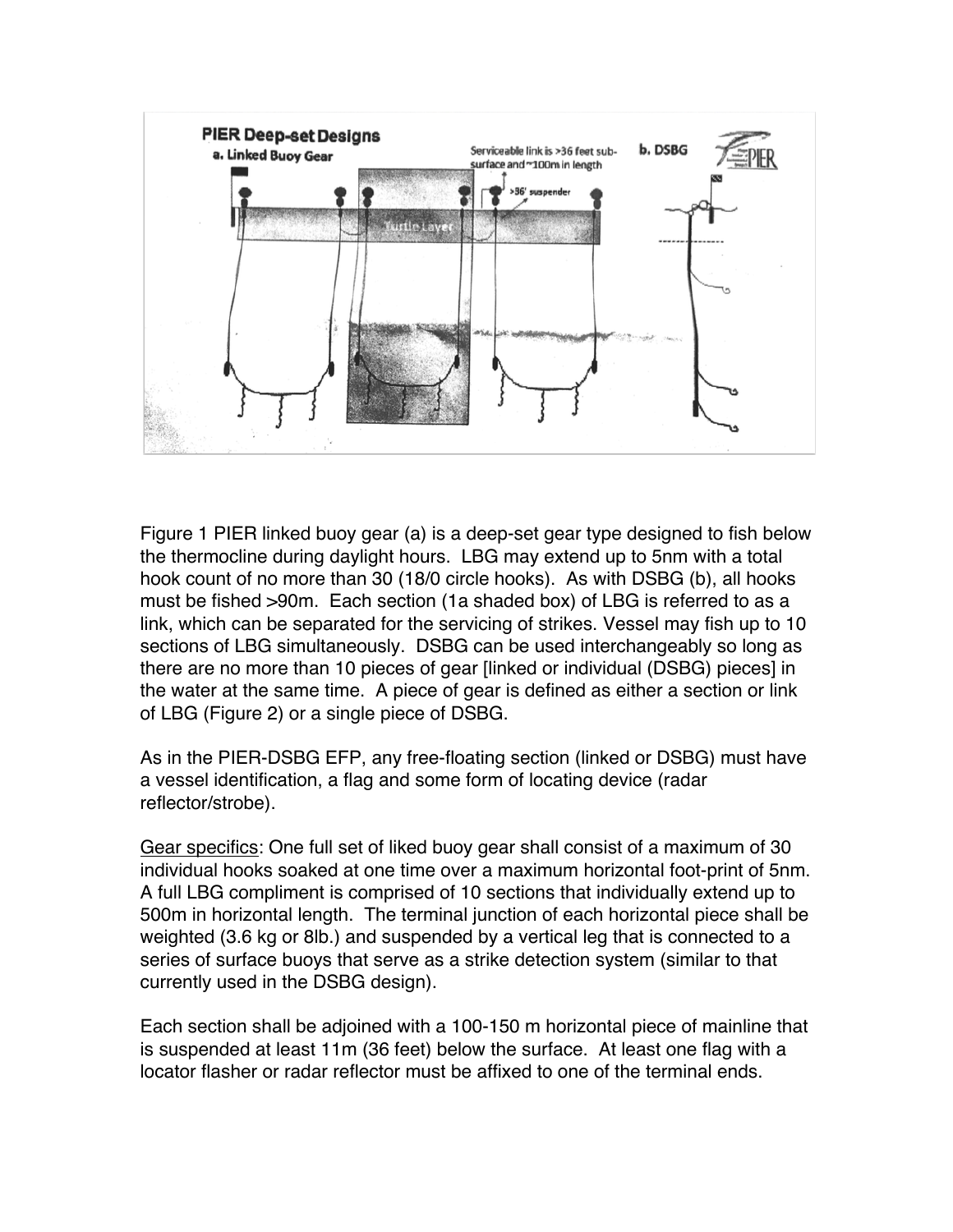Figure 1 PIER linked buoy gear (a) is a deep-set gear type designed to fish below the thermocline during daylight hours. LBG may extend up to 5nm with a total hook count of no more than 30 (18/0 circle hooks). As with DSBG (b), all hooks must be fished >90m. Each section (1a shaded box) of LBG is referred to as a link, which can be separated for the servicing of strikes. Vessel may fish up to 10 sections of LBG simultaneously. DSBG can be used interchangeably so long as there are no more than 10 pieces of gear [linked or individual (DSBG) pieces] in the water at the same time. A piece of gear is defined as either a section or link of LBG (Figure 2) or a single piece of DSBG.

As in the PIER-DSBG EFP, any free-floating section (linked or DSBG) must have a vessel identification, a flag and some form of locating device (radar reflector/strobe).

<u>Gear specifics</u>: One full set of liked buoy gear shall consist of a maximum of 30 individual hooks soaked at one time over a maximum horizontal foot-print of 5nm. A full LBG compliment is comprised of 10 sections that individually extend up to 500m in horizontal length. The terminal junction of each horizontal piece shall be weighted (3.6 kg or 8lb.) and suspended by a vertical leg that is connected to a series of surface buoys that serve as a strike detection system (similar to that currently used in the DSBG design).

Each section shall be adjoined with a 100-150 m horizontal piece of mainline that is suspended at least 11m (36 feet) below the surface. At least one flag with a locator flasher or radar reflector must be affixed to one of the terminal ends.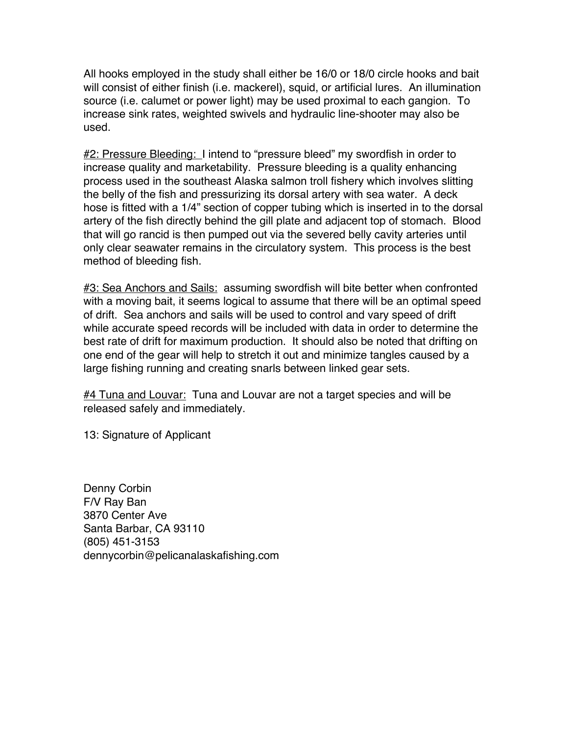All hooks employed in the study shall either be 16/0 or 18/0 circle hooks and bait will consist of either finish (i.e. mackerel), squid, or artificial lures. An illumination source (i.e. calumet or power light) may be used proximal to each gangion. To increase sink rates, weighted swivels and hydraulic line-shooter may also be used.

<u>#2: Pressure Bleeding:</u> I intend to "pressure bleed" my swordfish in order to increase quality and marketability. Pressure bleeding is a quality enhancing process used in the southeast Alaska salmon troll fishery which involves slitting the belly of the fish and pressurizing its dorsal artery with sea water. A deck hose is fitted with a 1/4" section of copper tubing which is inserted in to the dorsal artery of the fish directly behind the gill plate and adjacent top of stomach. Blood that will go rancid is then pumped out via the severed belly cavity arteries until only clear seawater remains in the circulatory system. This process is the best method of bleeding fish.

<u>#3: Sea Anchors and Sails:</u> assuming swordfish will bite better when confronted with a moving bait, it seems logical to assume that there will be an optimal speed of drift. Sea anchors and sails will be used to control and vary speed of drift while accurate speed records will be included with data in order to determine the best rate of drift for maximum production. It should also be noted that drifting on one end of the gear will help to stretch it out and minimize tangles caused by a large fishing running and creating snarls between linked gear sets.

<u>#4 Tuna and Louvar:</u> Tuna and Louvar are not a target species and will be released safely and immediately.

13: Signature of Applicant

Denny Corbin
F/V Ray Ban
3870 Center Ave
Santa Barbar, CA 93110
(805) 451-3153
dennycorbin@pelicanalaskafishing.com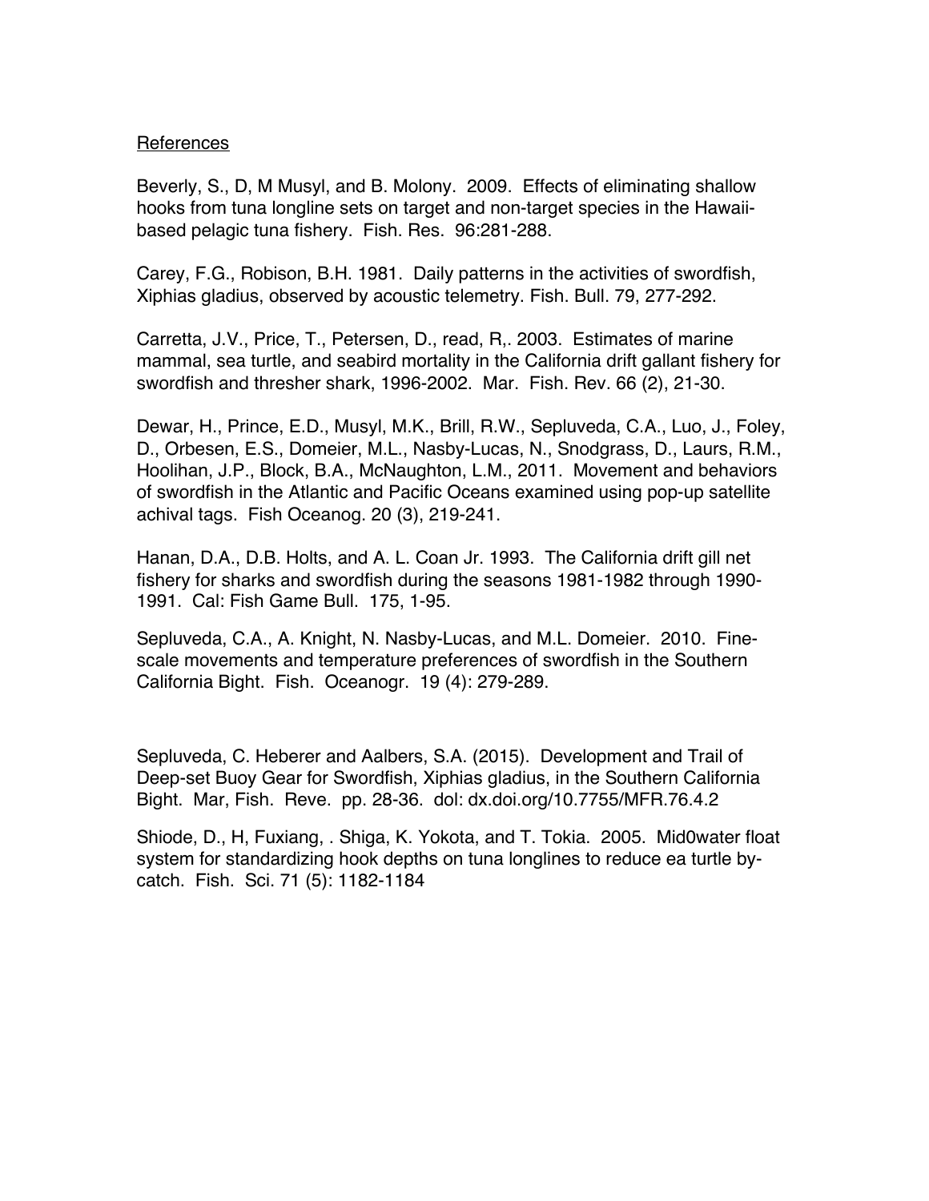References

Beverly, S., D, M Musyl, and B. Molony. 2009. Effects of eliminating shallow hooks from tuna longline sets on target and non-target species in the Hawaii-based pelagic tuna fishery. Fish. Res. 96:281-288.

Carey, F.G., Robison, B.H. 1981. Daily patterns in the activities of swordfish, Xiphias gladius, observed by acoustic telemetry. Fish. Bull. 79, 277-292.

Carretta, J.V., Price, T., Petersen, D., read, R,. 2003. Estimates of marine mammal, sea turtle, and seabird mortality in the California drift gallant fishery for swordfish and thresher shark, 1996-2002. Mar. Fish. Rev. 66 (2), 21-30.

Dewar, H., Prince, E.D., Musyl, M.K., Brill, R.W., Sepluveda, C.A., Luo, J., Foley, D., Orbesen, E.S., Domeier, M.L., Nasby-Lucas, N., Snodgrass, D., Laurs, R.M., Hoolihan, J.P., Block, B.A., McNaughton, L.M., 2011. Movement and behaviors of swordfish in the Atlantic and Pacific Oceans examined using pop-up satellite achival tags. Fish Oceanog. 20 (3), 219-241.

Hanan, D.A., D.B. Holts, and A. L. Coan Jr. 1993. The California drift gill net fishery for sharks and swordfish during the seasons 1981-1982 through 1990-1991. Cal: Fish Game Bull. 175, 1-95.

Sepluveda, C.A., A. Knight, N. Nasby-Lucas, and M.L. Domeier. 2010. Fine-scale movements and temperature preferences of swordfish in the Southern California Bight. Fish. Oceanogr. 19 (4): 279-289.

Sepluveda, C. Heberer and Aalbers, S.A. (2015). Development and Trail of Deep-set Buoy Gear for Swordfish, Xiphias gladius, in the Southern California Bight. Mar, Fish. Reve. pp. 28-36. dol: dx.doi.org/10.7755/MFR.76.4.2

Shiode, D., H, Fuxiang, . Shiga, K. Yokota, and T. Tokia. 2005. Mid0water float system for standardizing hook depths on tuna longlines to reduce ea turtle by-catch. Fish. Sci. 71 (5): 1182-1184